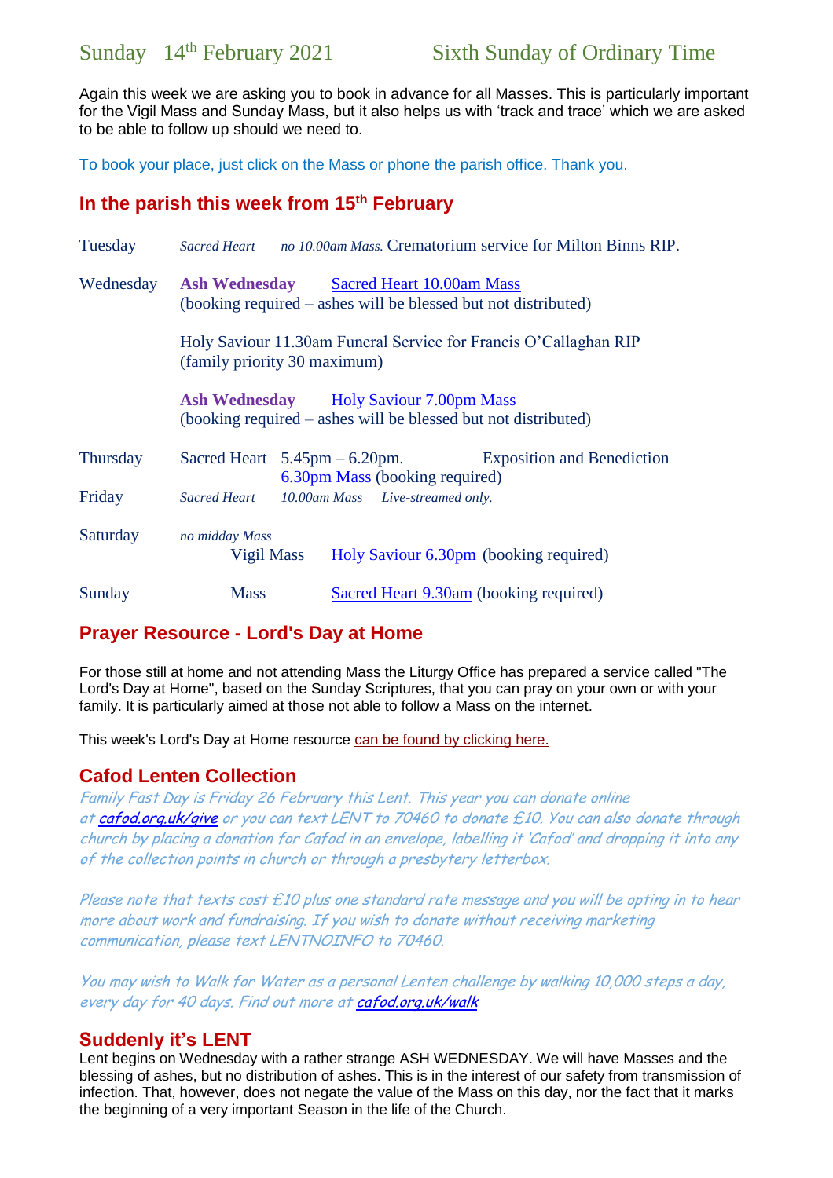Sunday 14th February 2021 Sixth Sunday of Ordinary Time

Again this week we are asking you to book in advance for all Masses. This is particularly important for the Vigil Mass and Sunday Mass, but it also helps us with 'track and trace' which we are asked to be able to follow up should we need to.

To book your place, just click on the Mass or phone the parish office. Thank you.

## In the parish this week from 15th February

Tuesday *Sacred Heart* *no 10.00am Mass.* Crematorium service for Milton Binns RIP.

Wednesday **Ash Wednesday** Sacred Heart 10.00am Mass
(booking required – ashes will be blessed but not distributed)

Holy Saviour 11.30am Funeral Service for Francis O'Callaghan RIP
(family priority 30 maximum)

**Ash Wednesday** Holy Saviour 7.00pm Mass
(booking required – ashes will be blessed but not distributed)

Thursday Sacred Heart 5.45pm – 6.20pm. Exposition and Benediction
6.30pm Mass (booking required)

Friday *Sacred Heart* *10.00am Mass* *Live-streamed only.*

Saturday *no midday Mass*
Vigil Mass Holy Saviour 6.30pm (booking required)

Sunday Mass Sacred Heart 9.30am (booking required)

## Prayer Resource - Lord's Day at Home

For those still at home and not attending Mass the Liturgy Office has prepared a service called "The Lord's Day at Home", based on the Sunday Scriptures, that you can pray on your own or with your family. It is particularly aimed at those not able to follow a Mass on the internet.

This week's Lord's Day at Home resource can be found by clicking here.

## Cafod Lenten Collection

*Family Fast Day is Friday 26 February this Lent. This year you can donate online at cafod.org.uk/give or you can text LENT to 70460 to donate £10. You can also donate through church by placing a donation for Cafod in an envelope, labelling it 'Cafod' and dropping it into any of the collection points in church or through a presbytery letterbox.*

*Please note that texts cost £10 plus one standard rate message and you will be opting in to hear more about work and fundraising. If you wish to donate without receiving marketing communication, please text LENTNOINFO to 70460.*

*You may wish to Walk for Water as a personal Lenten challenge by walking 10,000 steps a day, every day for 40 days. Find out more at cafod.org.uk/walk*

## Suddenly it's LENT

Lent begins on Wednesday with a rather strange ASH WEDNESDAY. We will have Masses and the blessing of ashes, but no distribution of ashes. This is in the interest of our safety from transmission of infection. That, however, does not negate the value of the Mass on this day, nor the fact that it marks the beginning of a very important Season in the life of the Church.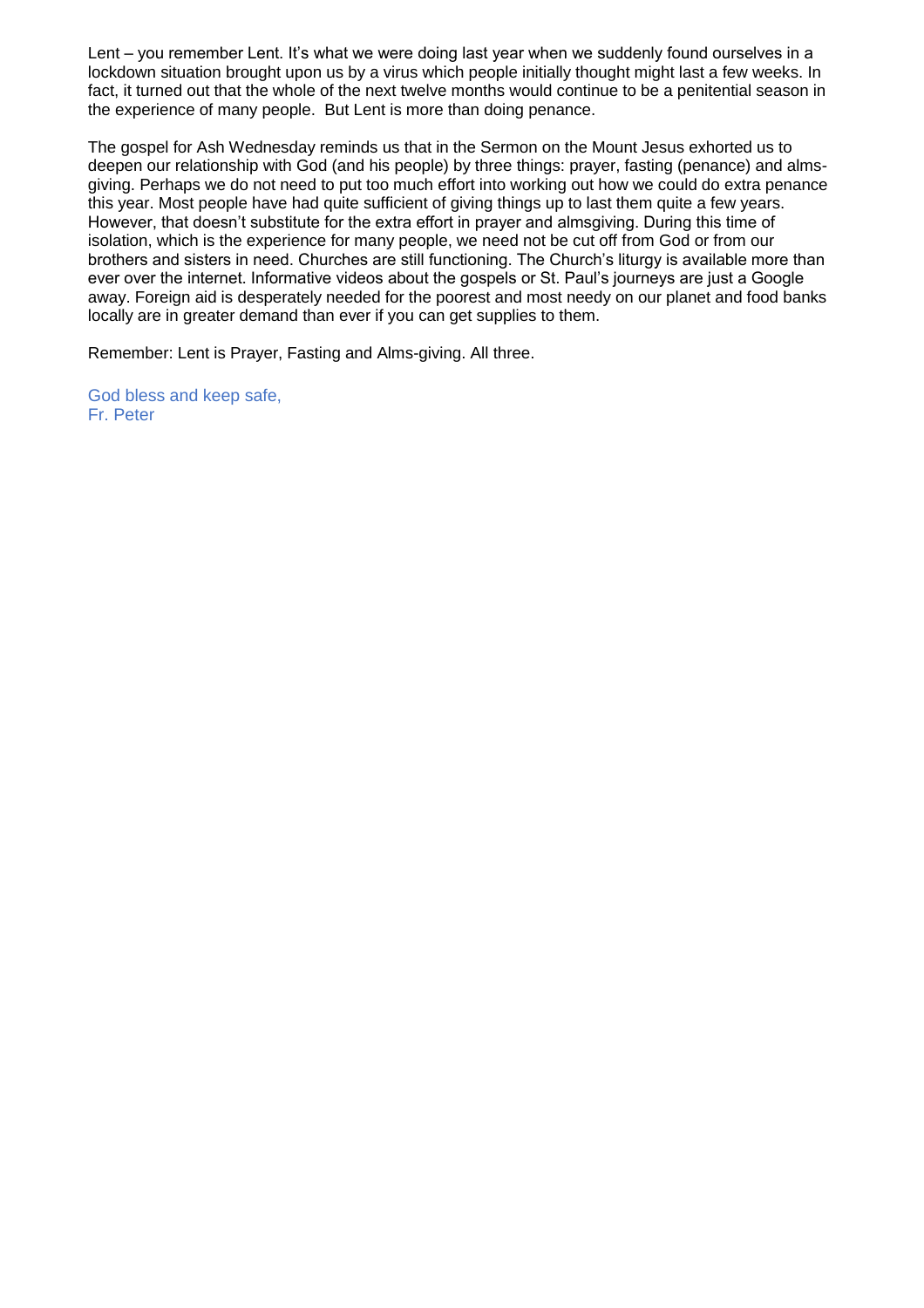Lent – you remember Lent. It's what we were doing last year when we suddenly found ourselves in a lockdown situation brought upon us by a virus which people initially thought might last a few weeks. In fact, it turned out that the whole of the next twelve months would continue to be a penitential season in the experience of many people. But Lent is more than doing penance.

The gospel for Ash Wednesday reminds us that in the Sermon on the Mount Jesus exhorted us to deepen our relationship with God (and his people) by three things: prayer, fasting (penance) and alms-giving. Perhaps we do not need to put too much effort into working out how we could do extra penance this year. Most people have had quite sufficient of giving things up to last them quite a few years. However, that doesn't substitute for the extra effort in prayer and almsgiving. During this time of isolation, which is the experience for many people, we need not be cut off from God or from our brothers and sisters in need. Churches are still functioning. The Church's liturgy is available more than ever over the internet. Informative videos about the gospels or St. Paul's journeys are just a Google away. Foreign aid is desperately needed for the poorest and most needy on our planet and food banks locally are in greater demand than ever if you can get supplies to them.

Remember: Lent is Prayer, Fasting and Alms-giving. All three.

God bless and keep safe,
Fr. Peter